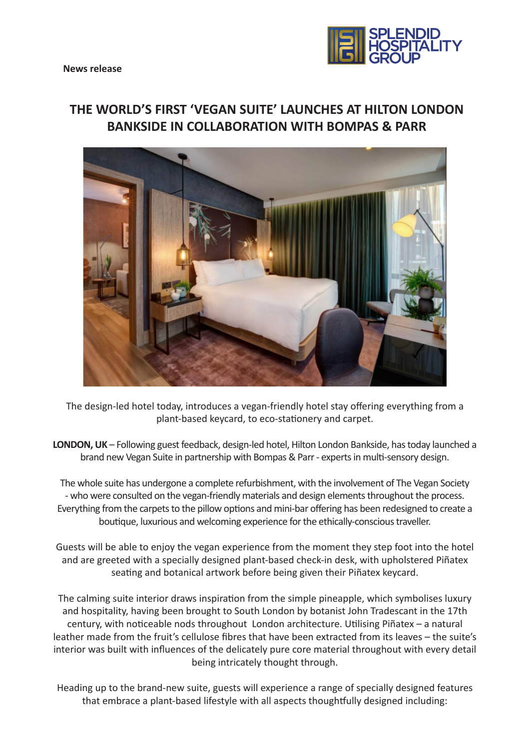**News release**

# THE WORLD'S FIRST 'VEGAN SUITE' LAUNCHES AT HILTON LONDON BANKSIDE IN COLLABORATION WITH BOMPAS & PARR

The design-led hotel today, introduces a vegan-friendly hotel stay offering everything from a plant-based keycard, to eco-stationery and carpet.

**LONDON, UK** – Following guest feedback, design-led hotel, Hilton London Bankside, has today launched a brand new Vegan Suite in partnership with Bompas & Parr - experts in multi-sensory design.

The whole suite has undergone a complete refurbishment, with the involvement of The Vegan Society - who were consulted on the vegan-friendly materials and design elements throughout the process. Everything from the carpets to the pillow options and mini-bar offering has been redesigned to create a boutique, luxurious and welcoming experience for the ethically-conscious traveller.

Guests will be able to enjoy the vegan experience from the moment they step foot into the hotel and are greeted with a specially designed plant-based check-in desk, with upholstered Piñatex seating and botanical artwork before being given their Piñatex keycard.

The calming suite interior draws inspiration from the simple pineapple, which symbolises luxury and hospitality, having been brought to South London by botanist John Tradescant in the 17th century, with noticeable nods throughout London architecture. Utilising Piñatex – a natural leather made from the fruit's cellulose fibres that have been extracted from its leaves – the suite's interior was built with influences of the delicately pure core material throughout with every detail being intricately thought through.

Heading up to the brand-new suite, guests will experience a range of specially designed features that embrace a plant-based lifestyle with all aspects thoughtfully designed including: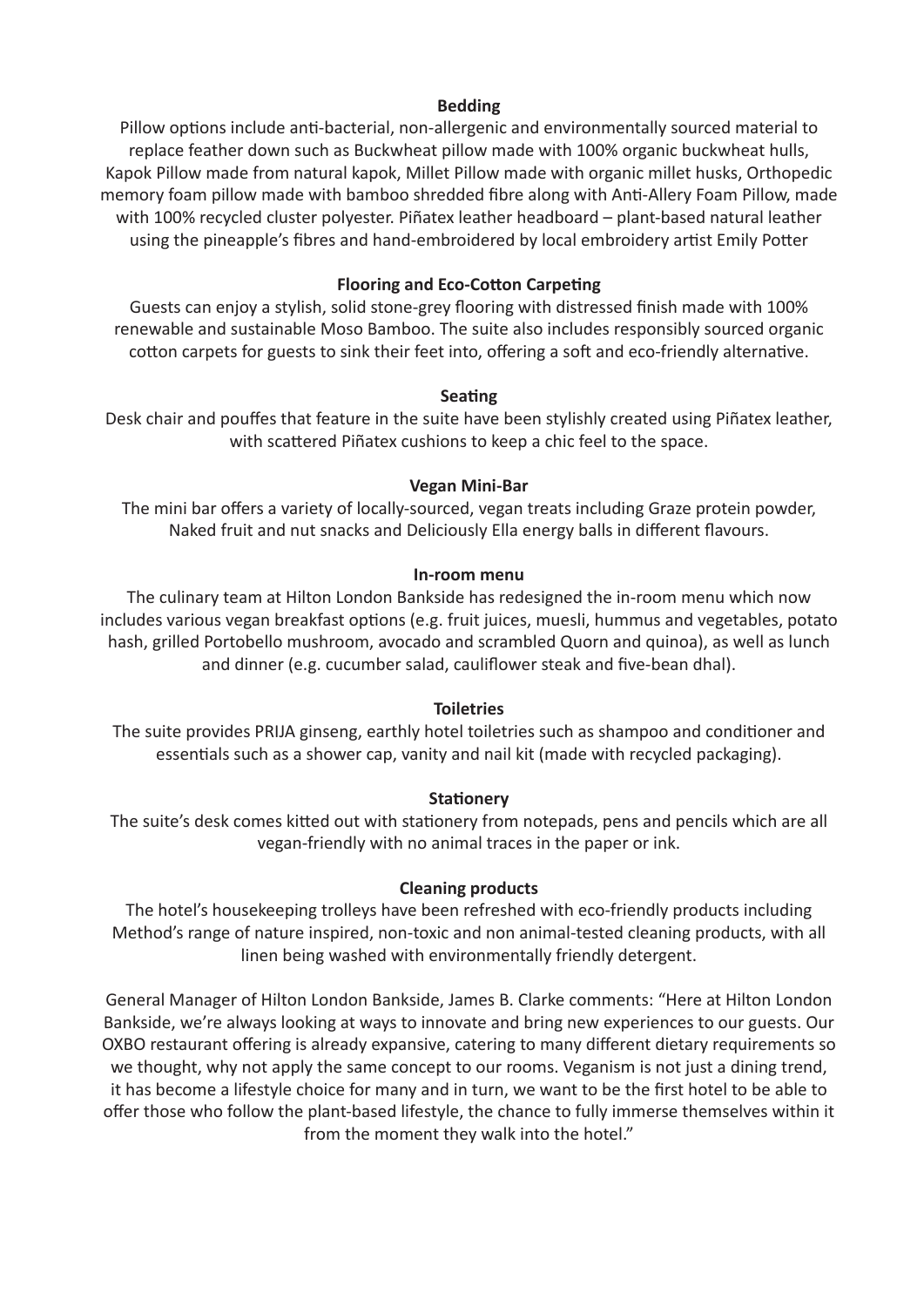**Bedding**

Pillow options include anti-bacterial, non-allergenic and environmentally sourced material to replace feather down such as Buckwheat pillow made with 100% organic buckwheat hulls, Kapok Pillow made from natural kapok, Millet Pillow made with organic millet husks, Orthopedic memory foam pillow made with bamboo shredded fibre along with Anti-Allery Foam Pillow, made with 100% recycled cluster polyester. Piñatex leather headboard – plant-based natural leather using the pineapple's fibres and hand-embroidered by local embroidery artist Emily Potter

**Flooring and Eco-Cotton Carpeting**

Guests can enjoy a stylish, solid stone-grey flooring with distressed finish made with 100% renewable and sustainable Moso Bamboo. The suite also includes responsibly sourced organic cotton carpets for guests to sink their feet into, offering a soft and eco-friendly alternative.

**Seating**

Desk chair and pouffes that feature in the suite have been stylishly created using Piñatex leather, with scattered Piñatex cushions to keep a chic feel to the space.

**Vegan Mini-Bar**

The mini bar offers a variety of locally-sourced, vegan treats including Graze protein powder, Naked fruit and nut snacks and Deliciously Ella energy balls in different flavours.

**In-room menu**

The culinary team at Hilton London Bankside has redesigned the in-room menu which now includes various vegan breakfast options (e.g. fruit juices, muesli, hummus and vegetables, potato hash, grilled Portobello mushroom, avocado and scrambled Quorn and quinoa), as well as lunch and dinner (e.g. cucumber salad, cauliflower steak and five-bean dhal).

**Toiletries**

The suite provides PRIJA ginseng, earthly hotel toiletries such as shampoo and conditioner and essentials such as a shower cap, vanity and nail kit (made with recycled packaging).

**Stationery**

The suite's desk comes kitted out with stationery from notepads, pens and pencils which are all vegan-friendly with no animal traces in the paper or ink.

**Cleaning products**

The hotel's housekeeping trolleys have been refreshed with eco-friendly products including Method's range of nature inspired, non-toxic and non animal-tested cleaning products, with all linen being washed with environmentally friendly detergent.

General Manager of Hilton London Bankside, James B. Clarke comments: "Here at Hilton London Bankside, we're always looking at ways to innovate and bring new experiences to our guests. Our OXBO restaurant offering is already expansive, catering to many different dietary requirements so we thought, why not apply the same concept to our rooms. Veganism is not just a dining trend, it has become a lifestyle choice for many and in turn, we want to be the first hotel to be able to offer those who follow the plant-based lifestyle, the chance to fully immerse themselves within it from the moment they walk into the hotel."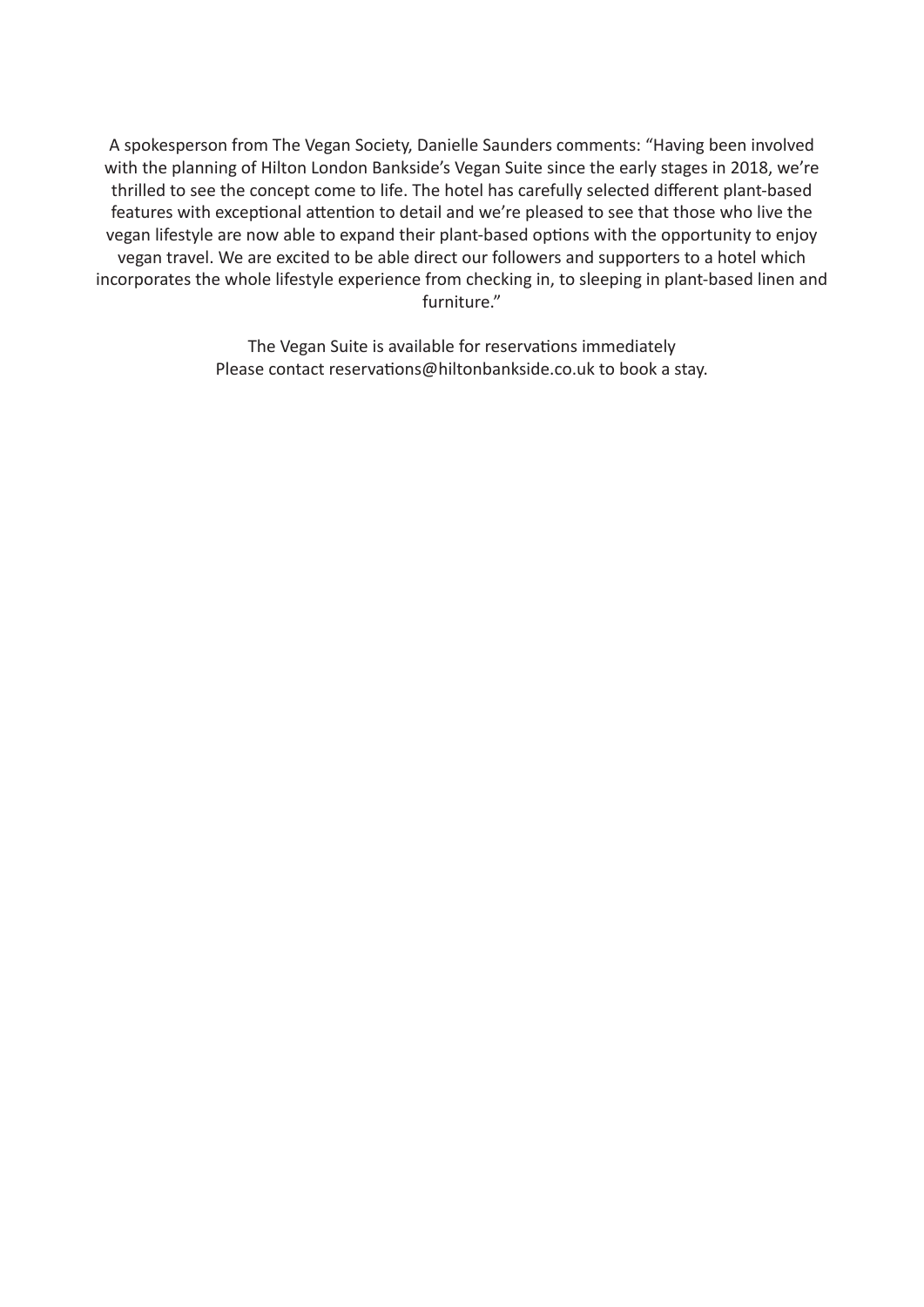A spokesperson from The Vegan Society, Danielle Saunders comments: "Having been involved with the planning of Hilton London Bankside's Vegan Suite since the early stages in 2018, we're thrilled to see the concept come to life. The hotel has carefully selected different plant-based features with exceptional attention to detail and we're pleased to see that those who live the vegan lifestyle are now able to expand their plant-based options with the opportunity to enjoy vegan travel. We are excited to be able direct our followers and supporters to a hotel which incorporates the whole lifestyle experience from checking in, to sleeping in plant-based linen and furniture."

The Vegan Suite is available for reservations immediately
Please contact reservations@hiltonbankside.co.uk to book a stay.